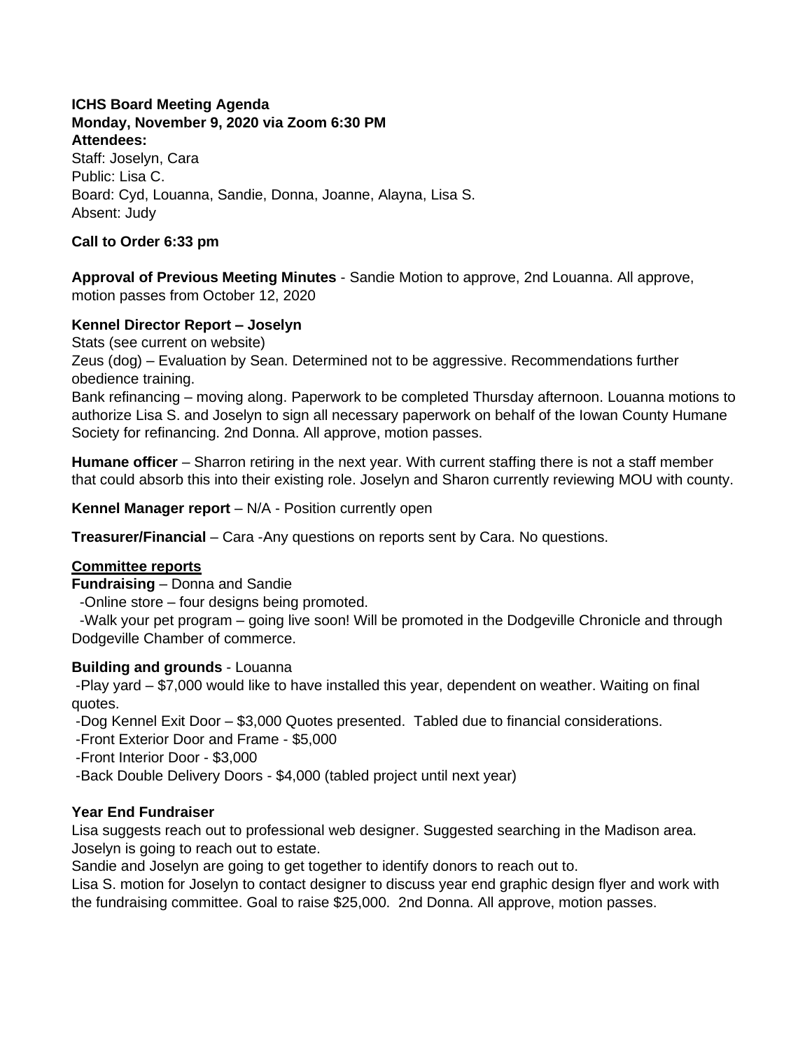**ICHS Board Meeting Agenda**
**Monday, November 9, 2020 via Zoom 6:30 PM**
**Attendees:**
Staff: Joselyn, Cara
Public: Lisa C.
Board: Cyd, Louanna, Sandie, Donna, Joanne, Alayna, Lisa S.
Absent: Judy

**Call to Order 6:33 pm**

**Approval of Previous Meeting Minutes** - Sandie Motion to approve, 2nd Louanna. All approve, motion passes from October 12, 2020

**Kennel Director Report – Joselyn**
Stats (see current on website)
Zeus (dog) – Evaluation by Sean. Determined not to be aggressive. Recommendations further obedience training.
Bank refinancing – moving along. Paperwork to be completed Thursday afternoon. Louanna motions to authorize Lisa S. and Joselyn to sign all necessary paperwork on behalf of the Iowan County Humane Society for refinancing. 2nd Donna. All approve, motion passes.

**Humane officer** – Sharron retiring in the next year. With current staffing there is not a staff member that could absorb this into their existing role. Joselyn and Sharon currently reviewing MOU with county.

**Kennel Manager report** – N/A - Position currently open

**Treasurer/Financial** – Cara -Any questions on reports sent by Cara. No questions.

**Committee reports**

**Fundraising** – Donna and Sandie
- Online store – four designs being promoted.
- Walk your pet program – going live soon! Will be promoted in the Dodgeville Chronicle and through Dodgeville Chamber of commerce.

**Building and grounds** - Louanna
- Play yard – $7,000 would like to have installed this year, dependent on weather. Waiting on final quotes.
- Dog Kennel Exit Door – $3,000 Quotes presented. Tabled due to financial considerations.
- Front Exterior Door and Frame - $5,000
- Front Interior Door - $3,000
- Back Double Delivery Doors - $4,000 (tabled project until next year)

**Year End Fundraiser**
Lisa suggests reach out to professional web designer. Suggested searching in the Madison area.
Joselyn is going to reach out to estate.
Sandie and Joselyn are going to get together to identify donors to reach out to.
Lisa S. motion for Joselyn to contact designer to discuss year end graphic design flyer and work with the fundraising committee. Goal to raise $25,000. 2nd Donna. All approve, motion passes.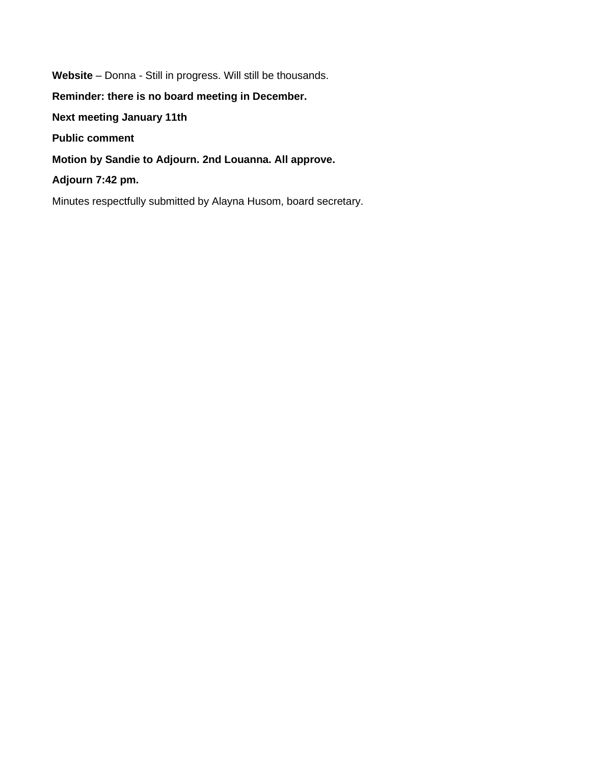**Website** – Donna - Still in progress. Will still be thousands.

**Reminder: there is no board meeting in December.**

**Next meeting January 11th**

**Public comment**

**Motion by Sandie to Adjourn. 2nd Louanna. All approve.**

**Adjourn 7:42 pm.**

Minutes respectfully submitted by Alayna Husom, board secretary.